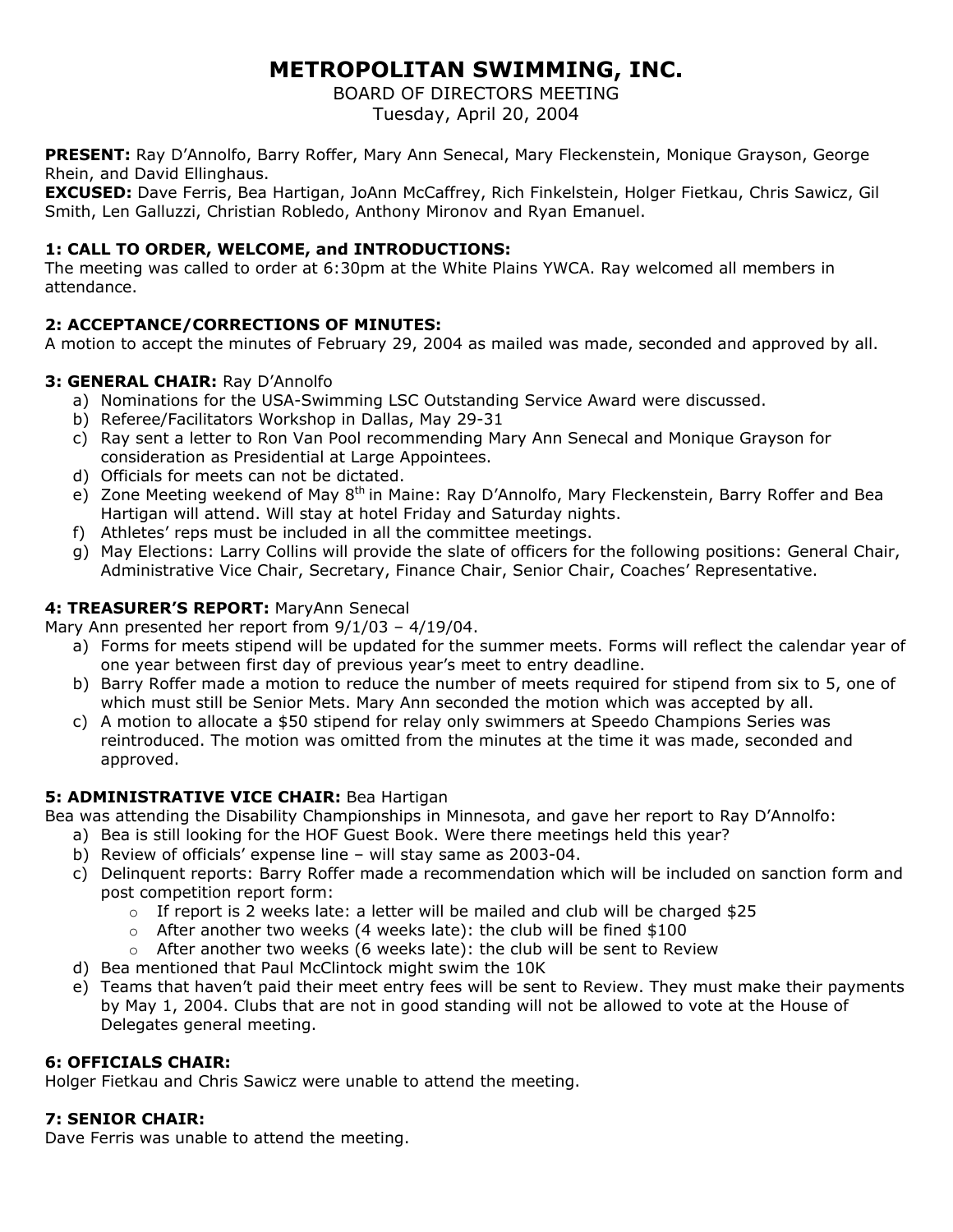# METROPOLITAN SWIMMING, INC.

BOARD OF DIRECTORS MEETING
Tuesday, April 20, 2004

**PRESENT:** Ray D'Annolfo, Barry Roffer, Mary Ann Senecal, Mary Fleckenstein, Monique Grayson, George Rhein, and David Ellinghaus.
**EXCUSED:** Dave Ferris, Bea Hartigan, JoAnn McCaffrey, Rich Finkelstein, Holger Fietkau, Chris Sawicz, Gil Smith, Len Galluzzi, Christian Robledo, Anthony Mironov and Ryan Emanuel.

### 1: CALL TO ORDER, WELCOME, and INTRODUCTIONS:

The meeting was called to order at 6:30pm at the White Plains YWCA. Ray welcomed all members in attendance.

### 2: ACCEPTANCE/CORRECTIONS OF MINUTES:

A motion to accept the minutes of February 29, 2004 as mailed was made, seconded and approved by all.

### 3: GENERAL CHAIR: Ray D'Annolfo

a) Nominations for the USA-Swimming LSC Outstanding Service Award were discussed.
b) Referee/Facilitators Workshop in Dallas, May 29-31
c) Ray sent a letter to Ron Van Pool recommending Mary Ann Senecal and Monique Grayson for consideration as Presidential at Large Appointees.
d) Officials for meets can not be dictated.
e) Zone Meeting weekend of May 8th in Maine: Ray D'Annolfo, Mary Fleckenstein, Barry Roffer and Bea Hartigan will attend. Will stay at hotel Friday and Saturday nights.
f) Athletes' reps must be included in all the committee meetings.
g) May Elections: Larry Collins will provide the slate of officers for the following positions: General Chair, Administrative Vice Chair, Secretary, Finance Chair, Senior Chair, Coaches' Representative.

### 4: TREASURER'S REPORT: MaryAnn Senecal

Mary Ann presented her report from 9/1/03 – 4/19/04.

a) Forms for meets stipend will be updated for the summer meets. Forms will reflect the calendar year of one year between first day of previous year's meet to entry deadline.
b) Barry Roffer made a motion to reduce the number of meets required for stipend from six to 5, one of which must still be Senior Mets. Mary Ann seconded the motion which was accepted by all.
c) A motion to allocate a $50 stipend for relay only swimmers at Speedo Champions Series was reintroduced. The motion was omitted from the minutes at the time it was made, seconded and approved.

### 5: ADMINISTRATIVE VICE CHAIR: Bea Hartigan

Bea was attending the Disability Championships in Minnesota, and gave her report to Ray D'Annolfo:

a) Bea is still looking for the HOF Guest Book. Were there meetings held this year?
b) Review of officials' expense line – will stay same as 2003-04.
c) Delinquent reports: Barry Roffer made a recommendation which will be included on sanction form and post competition report form:
   - If report is 2 weeks late: a letter will be mailed and club will be charged $25
   - After another two weeks (4 weeks late): the club will be fined $100
   - After another two weeks (6 weeks late): the club will be sent to Review
d) Bea mentioned that Paul McClintock might swim the 10K
e) Teams that haven't paid their meet entry fees will be sent to Review. They must make their payments by May 1, 2004. Clubs that are not in good standing will not be allowed to vote at the House of Delegates general meeting.

### 6: OFFICIALS CHAIR:

Holger Fietkau and Chris Sawicz were unable to attend the meeting.

### 7: SENIOR CHAIR:

Dave Ferris was unable to attend the meeting.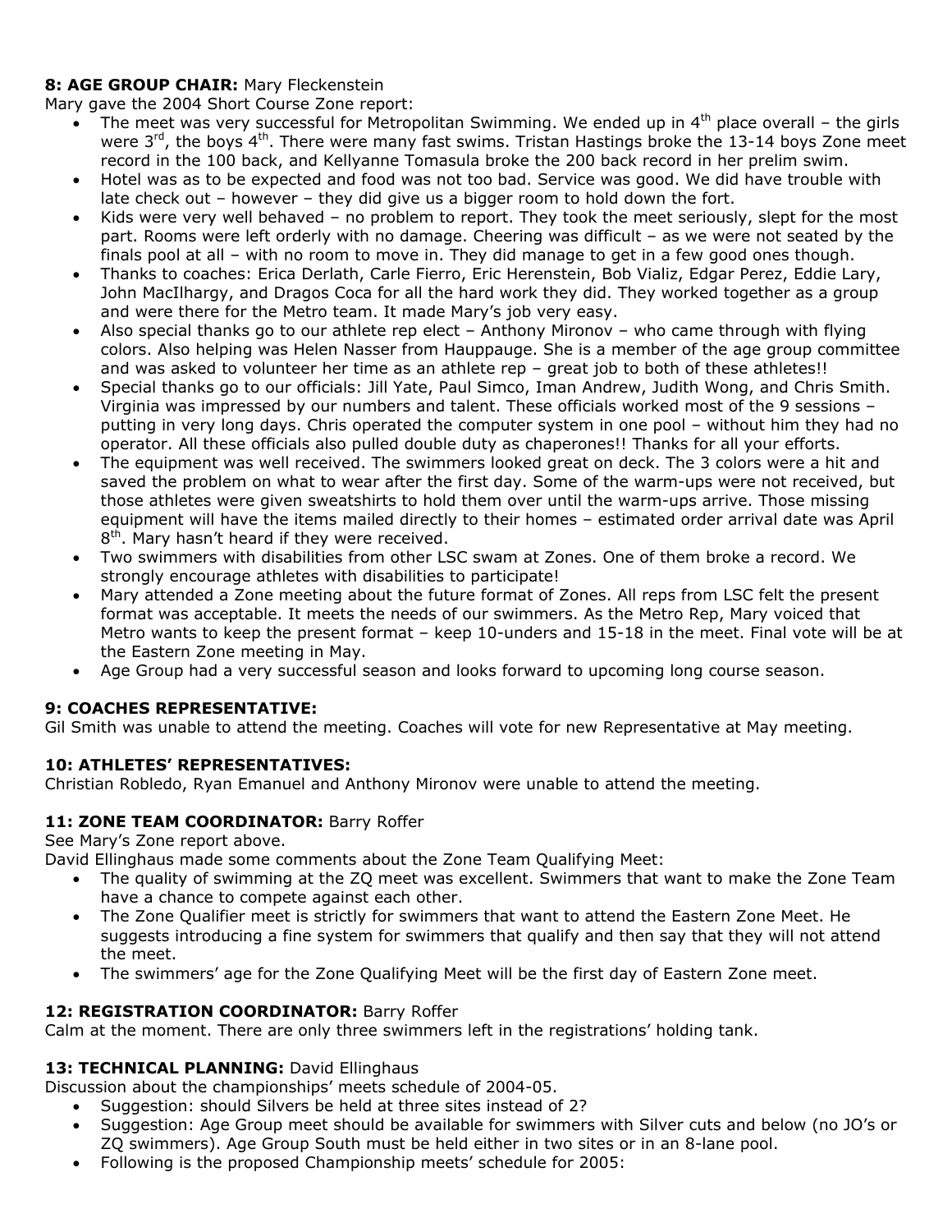**8: AGE GROUP CHAIR:** Mary Fleckenstein

Mary gave the 2004 Short Course Zone report:

- The meet was very successful for Metropolitan Swimming. We ended up in 4th place overall – the girls were 3rd, the boys 4th. There were many fast swims. Tristan Hastings broke the 13-14 boys Zone meet record in the 100 back, and Kellyanne Tomasula broke the 200 back record in her prelim swim.
- Hotel was as to be expected and food was not too bad. Service was good. We did have trouble with late check out – however – they did give us a bigger room to hold down the fort.
- Kids were very well behaved – no problem to report. They took the meet seriously, slept for the most part. Rooms were left orderly with no damage. Cheering was difficult – as we were not seated by the finals pool at all – with no room to move in. They did manage to get in a few good ones though.
- Thanks to coaches: Erica Derlath, Carle Fierro, Eric Herenstein, Bob Vializ, Edgar Perez, Eddie Lary, John MacIlhargy, and Dragos Coca for all the hard work they did. They worked together as a group and were there for the Metro team. It made Mary's job very easy.
- Also special thanks go to our athlete rep elect – Anthony Mironov – who came through with flying colors. Also helping was Helen Nasser from Hauppauge. She is a member of the age group committee and was asked to volunteer her time as an athlete rep – great job to both of these athletes!!
- Special thanks go to our officials: Jill Yate, Paul Simco, Iman Andrew, Judith Wong, and Chris Smith. Virginia was impressed by our numbers and talent. These officials worked most of the 9 sessions – putting in very long days. Chris operated the computer system in one pool – without him they had no operator. All these officials also pulled double duty as chaperones!! Thanks for all your efforts.
- The equipment was well received. The swimmers looked great on deck. The 3 colors were a hit and saved the problem on what to wear after the first day. Some of the warm-ups were not received, but those athletes were given sweatshirts to hold them over until the warm-ups arrive. Those missing equipment will have the items mailed directly to their homes – estimated order arrival date was April 8th. Mary hasn't heard if they were received.
- Two swimmers with disabilities from other LSC swam at Zones. One of them broke a record. We strongly encourage athletes with disabilities to participate!
- Mary attended a Zone meeting about the future format of Zones. All reps from LSC felt the present format was acceptable. It meets the needs of our swimmers. As the Metro Rep, Mary voiced that Metro wants to keep the present format – keep 10-unders and 15-18 in the meet. Final vote will be at the Eastern Zone meeting in May.
- Age Group had a very successful season and looks forward to upcoming long course season.

**9: COACHES REPRESENTATIVE:**

Gil Smith was unable to attend the meeting. Coaches will vote for new Representative at May meeting.

**10: ATHLETES' REPRESENTATIVES:**

Christian Robledo, Ryan Emanuel and Anthony Mironov were unable to attend the meeting.

**11: ZONE TEAM COORDINATOR:** Barry Roffer

See Mary's Zone report above.

David Ellinghaus made some comments about the Zone Team Qualifying Meet:

- The quality of swimming at the ZQ meet was excellent. Swimmers that want to make the Zone Team have a chance to compete against each other.
- The Zone Qualifier meet is strictly for swimmers that want to attend the Eastern Zone Meet. He suggests introducing a fine system for swimmers that qualify and then say that they will not attend the meet.
- The swimmers' age for the Zone Qualifying Meet will be the first day of Eastern Zone meet.

**12: REGISTRATION COORDINATOR:** Barry Roffer

Calm at the moment. There are only three swimmers left in the registrations' holding tank.

**13: TECHNICAL PLANNING:** David Ellinghaus

Discussion about the championships' meets schedule of 2004-05.

- Suggestion: should Silvers be held at three sites instead of 2?
- Suggestion: Age Group meet should be available for swimmers with Silver cuts and below (no JO's or ZQ swimmers). Age Group South must be held either in two sites or in an 8-lane pool.
- Following is the proposed Championship meets' schedule for 2005: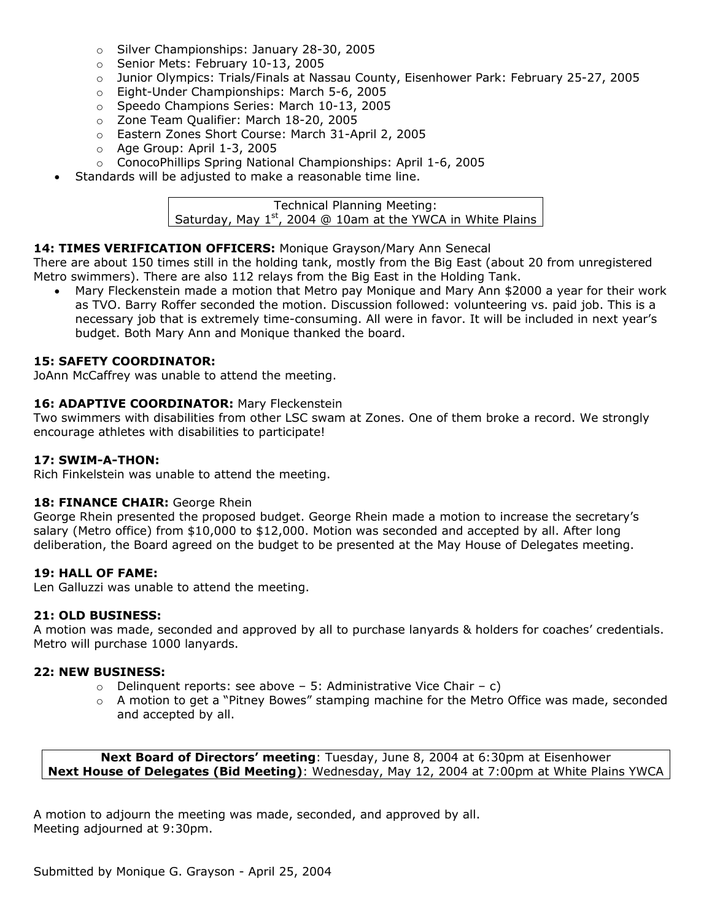- Silver Championships: January 28-30, 2005
  - Senior Mets: February 10-13, 2005
  - Junior Olympics: Trials/Finals at Nassau County, Eisenhower Park: February 25-27, 2005
  - Eight-Under Championships: March 5-6, 2005
  - Speedo Champions Series: March 10-13, 2005
  - Zone Team Qualifier: March 18-20, 2005
  - Eastern Zones Short Course: March 31-April 2, 2005
  - Age Group: April 1-3, 2005
  - ConocoPhillips Spring National Championships: April 1-6, 2005
- Standards will be adjusted to make a reasonable time line.

Technical Planning Meeting:
Saturday, May 1st, 2004 @ 10am at the YWCA in White Plains

**14: TIMES VERIFICATION OFFICERS:** Monique Grayson/Mary Ann Senecal
There are about 150 times still in the holding tank, mostly from the Big East (about 20 from unregistered Metro swimmers). There are also 112 relays from the Big East in the Holding Tank.

- Mary Fleckenstein made a motion that Metro pay Monique and Mary Ann $2000 a year for their work as TVO. Barry Roffer seconded the motion. Discussion followed: volunteering vs. paid job. This is a necessary job that is extremely time-consuming. All were in favor. It will be included in next year's budget. Both Mary Ann and Monique thanked the board.

**15: SAFETY COORDINATOR:**
JoAnn McCaffrey was unable to attend the meeting.

**16: ADAPTIVE COORDINATOR:** Mary Fleckenstein
Two swimmers with disabilities from other LSC swam at Zones. One of them broke a record. We strongly encourage athletes with disabilities to participate!

**17: SWIM-A-THON:**
Rich Finkelstein was unable to attend the meeting.

**18: FINANCE CHAIR:** George Rhein
George Rhein presented the proposed budget. George Rhein made a motion to increase the secretary's salary (Metro office) from $10,000 to $12,000. Motion was seconded and accepted by all. After long deliberation, the Board agreed on the budget to be presented at the May House of Delegates meeting.

**19: HALL OF FAME:**
Len Galluzzi was unable to attend the meeting.

**21: OLD BUSINESS:**
A motion was made, seconded and approved by all to purchase lanyards & holders for coaches' credentials. Metro will purchase 1000 lanyards.

**22: NEW BUSINESS:**

- Delinquent reports: see above – 5: Administrative Vice Chair – c)
- A motion to get a "Pitney Bowes" stamping machine for the Metro Office was made, seconded and accepted by all.

**Next Board of Directors' meeting**: Tuesday, June 8, 2004 at 6:30pm at Eisenhower
**Next House of Delegates (Bid Meeting)**: Wednesday, May 12, 2004 at 7:00pm at White Plains YWCA

A motion to adjourn the meeting was made, seconded, and approved by all.
Meeting adjourned at 9:30pm.

Submitted by Monique G. Grayson - April 25, 2004